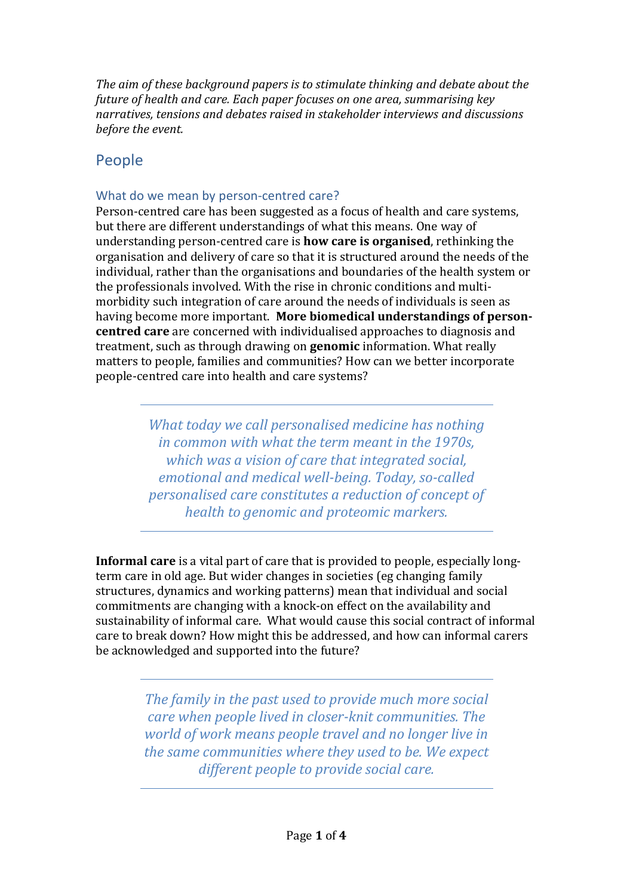*The aim of these background papers is to stimulate thinking and debate about the future of health and care. Each paper focuses on one area, summarising key narratives, tensions and debates raised in stakeholder interviews and discussions before the event.*

# People

## What do we mean by person-centred care?

Person-centred care has been suggested as a focus of health and care systems, but there are different understandings of what this means. One way of understanding person-centred care is **how care is organised**, rethinking the organisation and delivery of care so that it is structured around the needs of the individual, rather than the organisations and boundaries of the health system or the professionals involved. With the rise in chronic conditions and multi-morbidity such integration of care around the needs of individuals is seen as having become more important. **More biomedical understandings of person-centred care** are concerned with individualised approaches to diagnosis and treatment, such as through drawing on **genomic** information. What really matters to people, families and communities? How can we better incorporate people-centred care into health and care systems?

---

> *What today we call personalised medicine has nothing in common with what the term meant in the 1970s, which was a vision of care that integrated social, emotional and medical well-being. Today, so-called personalised care constitutes a reduction of concept of health to genomic and proteomic markers.*

---

**Informal care** is a vital part of care that is provided to people, especially long-term care in old age. But wider changes in societies (eg changing family structures, dynamics and working patterns) mean that individual and social commitments are changing with a knock-on effect on the availability and sustainability of informal care. What would cause this social contract of informal care to break down? How might this be addressed, and how can informal carers be acknowledged and supported into the future?

---

> *The family in the past used to provide much more social care when people lived in closer-knit communities. The world of work means people travel and no longer live in the same communities where they used to be. We expect different people to provide social care.*

---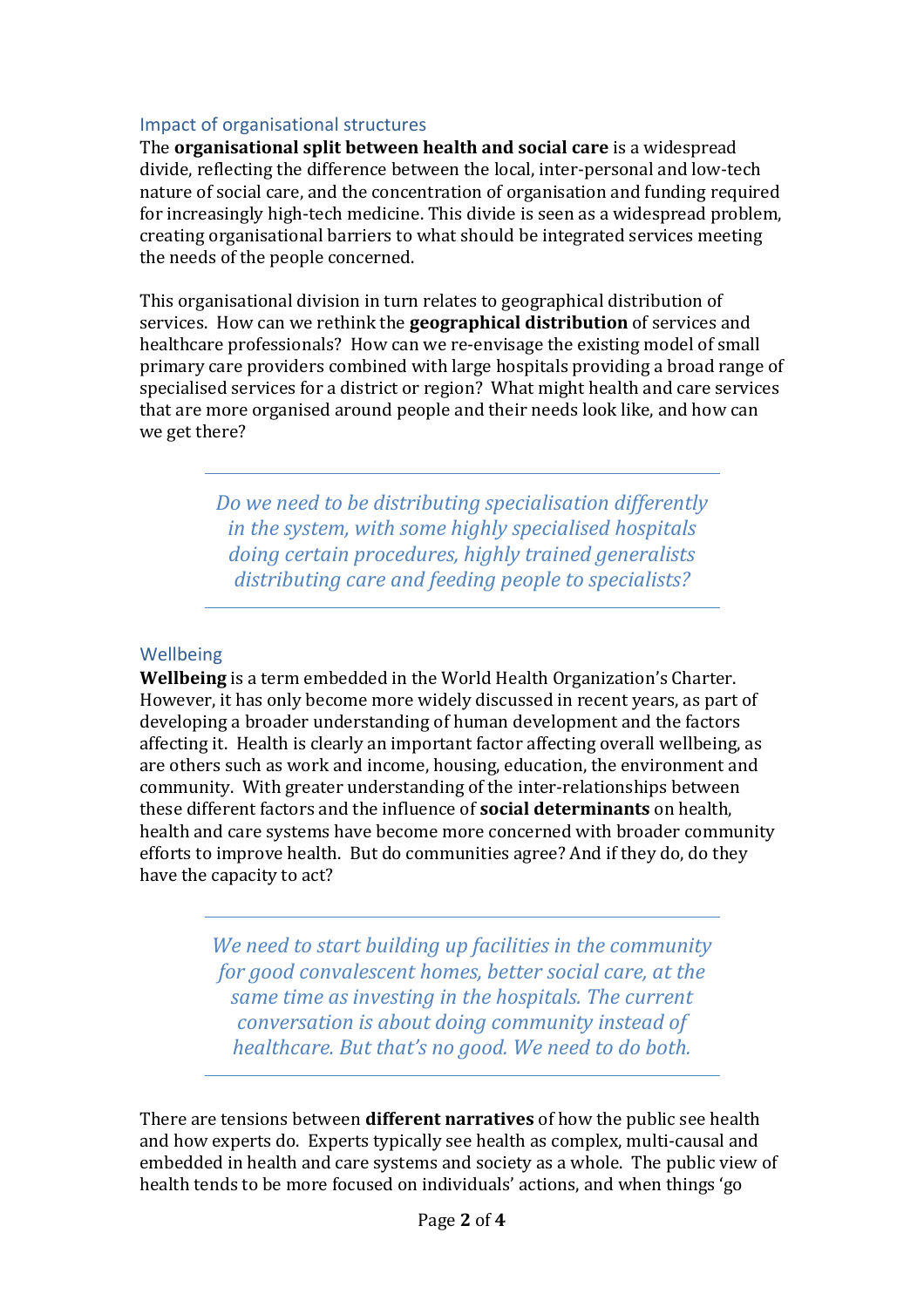## Impact of organisational structures

The **organisational split between health and social care** is a widespread divide, reflecting the difference between the local, inter-personal and low-tech nature of social care, and the concentration of organisation and funding required for increasingly high-tech medicine. This divide is seen as a widespread problem, creating organisational barriers to what should be integrated services meeting the needs of the people concerned.

This organisational division in turn relates to geographical distribution of services. How can we rethink the **geographical distribution** of services and healthcare professionals? How can we re-envisage the existing model of small primary care providers combined with large hospitals providing a broad range of specialised services for a district or region? What might health and care services that are more organised around people and their needs look like, and how can we get there?

---

> *Do we need to be distributing specialisation differently in the system, with some highly specialised hospitals doing certain procedures, highly trained generalists distributing care and feeding people to specialists?*

---

## Wellbeing

**Wellbeing** is a term embedded in the World Health Organization's Charter. However, it has only become more widely discussed in recent years, as part of developing a broader understanding of human development and the factors affecting it. Health is clearly an important factor affecting overall wellbeing, as are others such as work and income, housing, education, the environment and community. With greater understanding of the inter-relationships between these different factors and the influence of **social determinants** on health, health and care systems have become more concerned with broader community efforts to improve health. But do communities agree? And if they do, do they have the capacity to act?

---

> *We need to start building up facilities in the community for good convalescent homes, better social care, at the same time as investing in the hospitals. The current conversation is about doing community instead of healthcare. But that's no good. We need to do both.*

---

There are tensions between **different narratives** of how the public see health and how experts do. Experts typically see health as complex, multi-causal and embedded in health and care systems and society as a whole. The public view of health tends to be more focused on individuals' actions, and when things 'go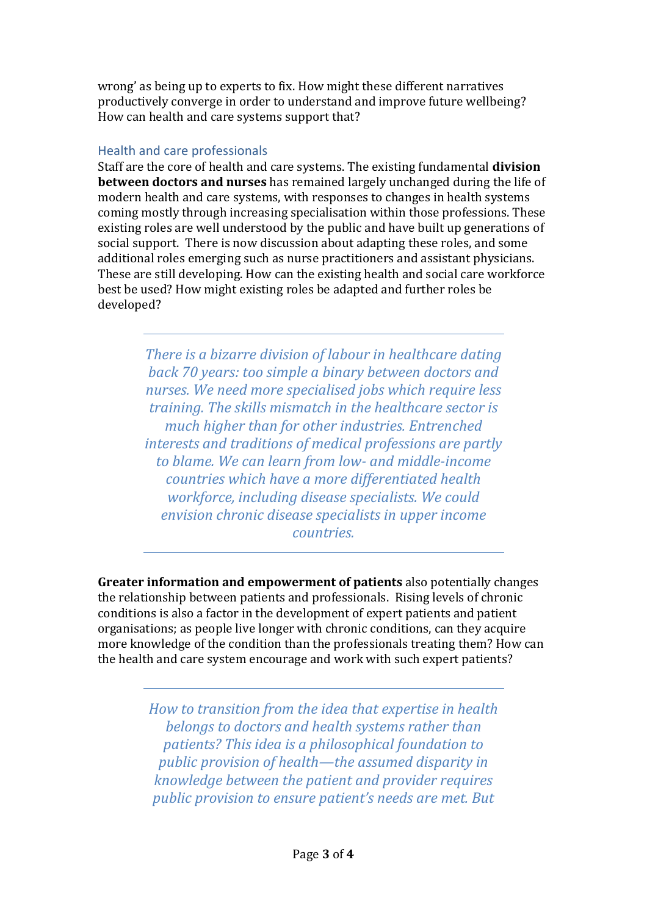wrong' as being up to experts to fix. How might these different narratives productively converge in order to understand and improve future wellbeing? How can health and care systems support that?

## Health and care professionals

Staff are the core of health and care systems. The existing fundamental **division between doctors and nurses** has remained largely unchanged during the life of modern health and care systems, with responses to changes in health systems coming mostly through increasing specialisation within those professions. These existing roles are well understood by the public and have built up generations of social support. There is now discussion about adapting these roles, and some additional roles emerging such as nurse practitioners and assistant physicians. These are still developing. How can the existing health and social care workforce best be used? How might existing roles be adapted and further roles be developed?

---

> *There is a bizarre division of labour in healthcare dating back 70 years: too simple a binary between doctors and nurses. We need more specialised jobs which require less training. The skills mismatch in the healthcare sector is much higher than for other industries. Entrenched interests and traditions of medical professions are partly to blame. We can learn from low- and middle-income countries which have a more differentiated health workforce, including disease specialists. We could envision chronic disease specialists in upper income countries.*

---

**Greater information and empowerment of patients** also potentially changes the relationship between patients and professionals. Rising levels of chronic conditions is also a factor in the development of expert patients and patient organisations; as people live longer with chronic conditions, can they acquire more knowledge of the condition than the professionals treating them? How can the health and care system encourage and work with such expert patients?

---

> *How to transition from the idea that expertise in health belongs to doctors and health systems rather than patients? This idea is a philosophical foundation to public provision of health—the assumed disparity in knowledge between the patient and provider requires public provision to ensure patient's needs are met. But*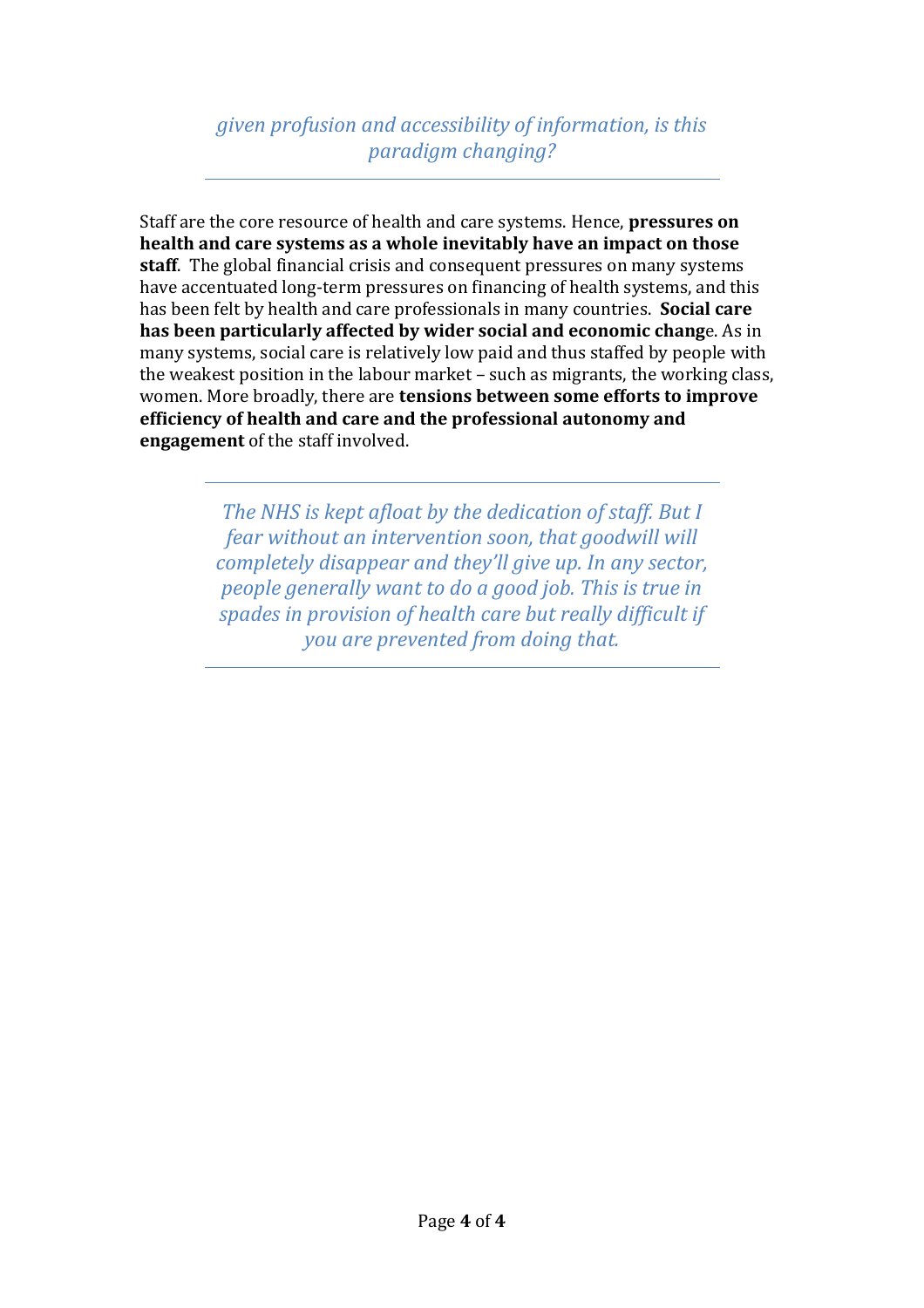*given profusion and accessibility of information, is this paradigm changing?*

---

Staff are the core resource of health and care systems. Hence, **pressures on health and care systems as a whole inevitably have an impact on those staff**. The global financial crisis and consequent pressures on many systems have accentuated long-term pressures on financing of health systems, and this has been felt by health and care professionals in many countries. **Social care has been particularly affected by wider social and economic chang**e. As in many systems, social care is relatively low paid and thus staffed by people with the weakest position in the labour market – such as migrants, the working class, women. More broadly, there are **tensions between some efforts to improve efficiency of health and care and the professional autonomy and engagement** of the staff involved.

---

*The NHS is kept afloat by the dedication of staff. But I fear without an intervention soon, that goodwill will completely disappear and they'll give up. In any sector, people generally want to do a good job. This is true in spades in provision of health care but really difficult if you are prevented from doing that.*

---